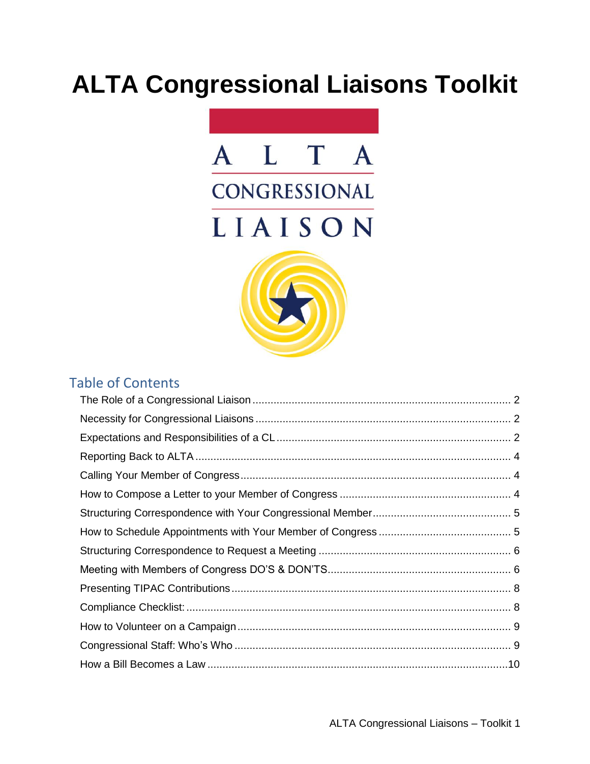# ALTA Congressional Liaisons Toolkit

ALTA
CONGRESSIONAL
LIAISON

## Table of Contents

- The Role of a Congressional Liaison ..................... 2
- Necessity for Congressional Liaisons ..................... 2
- Expectations and Responsibilities of a CL ..................... 2
- Reporting Back to ALTA ..................... 4
- Calling Your Member of Congress ..................... 4
- How to Compose a Letter to your Member of Congress ..................... 4
- Structuring Correspondence with Your Congressional Member ..................... 5
- How to Schedule Appointments with Your Member of Congress ..................... 5
- Structuring Correspondence to Request a Meeting ..................... 6
- Meeting with Members of Congress DO'S & DON'TS ..................... 6
- Presenting TIPAC Contributions ..................... 8
- Compliance Checklist: ..................... 8
- How to Volunteer on a Campaign ..................... 9
- Congressional Staff: Who's Who ..................... 9
- How a Bill Becomes a Law ..................... 10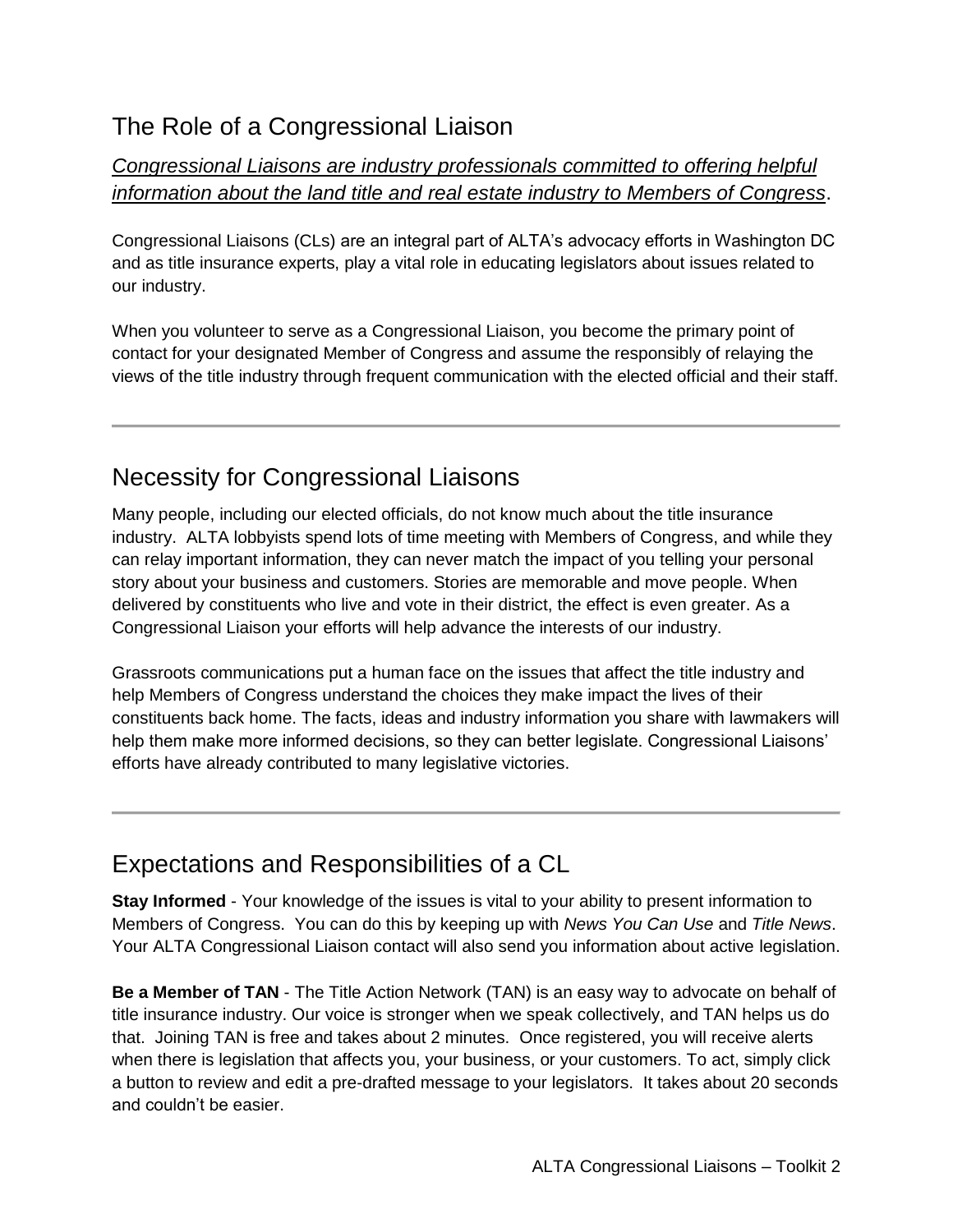## The Role of a Congressional Liaison

*Congressional Liaisons are industry professionals committed to offering helpful information about the land title and real estate industry to Members of Congress*.

Congressional Liaisons (CLs) are an integral part of ALTA's advocacy efforts in Washington DC and as title insurance experts, play a vital role in educating legislators about issues related to our industry.

When you volunteer to serve as a Congressional Liaison, you become the primary point of contact for your designated Member of Congress and assume the responsibly of relaying the views of the title industry through frequent communication with the elected official and their staff.

---

## Necessity for Congressional Liaisons

Many people, including our elected officials, do not know much about the title insurance industry. ALTA lobbyists spend lots of time meeting with Members of Congress, and while they can relay important information, they can never match the impact of you telling your personal story about your business and customers. Stories are memorable and move people. When delivered by constituents who live and vote in their district, the effect is even greater. As a Congressional Liaison your efforts will help advance the interests of our industry.

Grassroots communications put a human face on the issues that affect the title industry and help Members of Congress understand the choices they make impact the lives of their constituents back home. The facts, ideas and industry information you share with lawmakers will help them make more informed decisions, so they can better legislate. Congressional Liaisons' efforts have already contributed to many legislative victories.

---

## Expectations and Responsibilities of a CL

**Stay Informed** - Your knowledge of the issues is vital to your ability to present information to Members of Congress. You can do this by keeping up with *News You Can Use* and *Title News*. Your ALTA Congressional Liaison contact will also send you information about active legislation.

**Be a Member of TAN** - The Title Action Network (TAN) is an easy way to advocate on behalf of title insurance industry. Our voice is stronger when we speak collectively, and TAN helps us do that. Joining TAN is free and takes about 2 minutes. Once registered, you will receive alerts when there is legislation that affects you, your business, or your customers. To act, simply click a button to review and edit a pre-drafted message to your legislators. It takes about 20 seconds and couldn't be easier.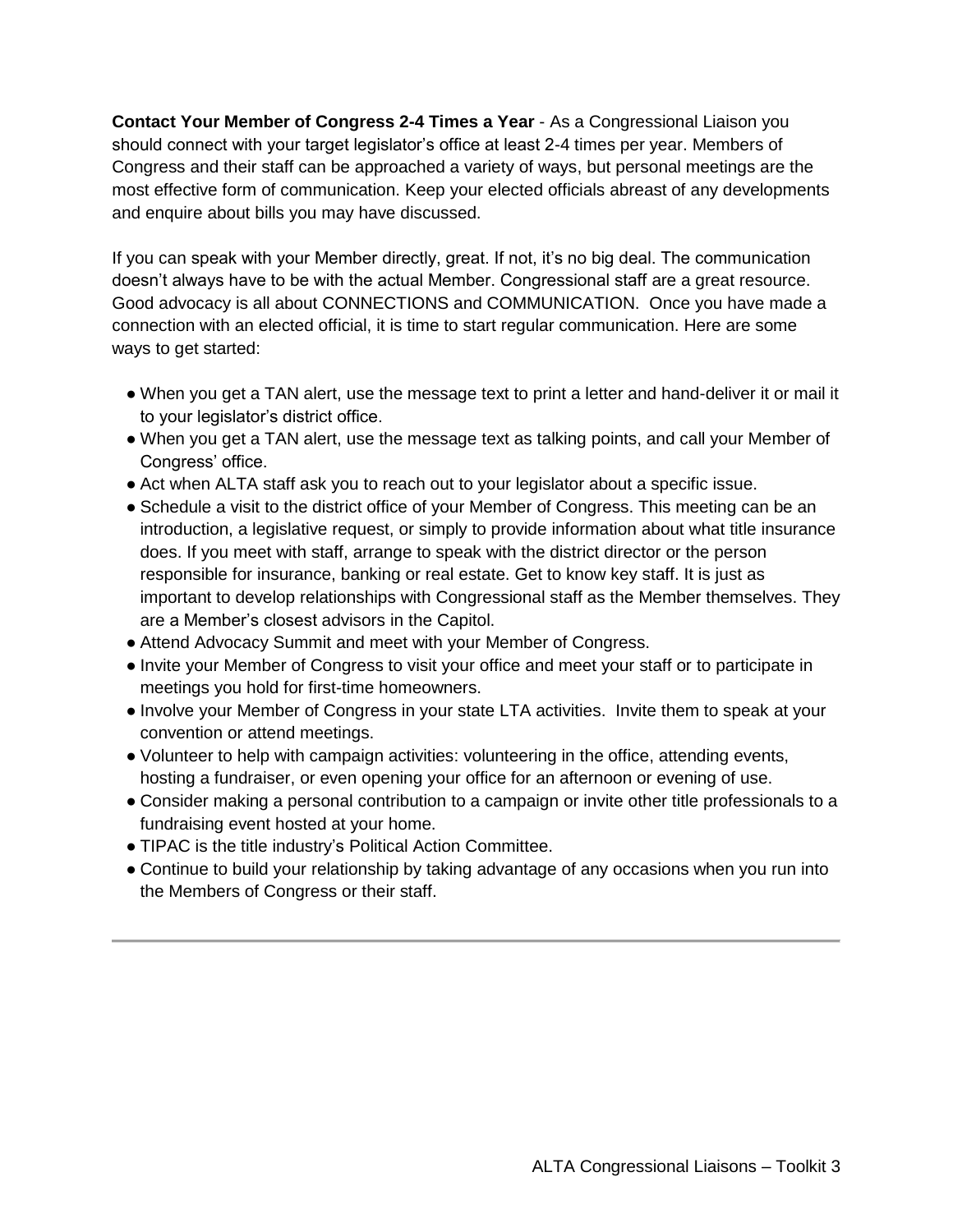**Contact Your Member of Congress 2-4 Times a Year** - As a Congressional Liaison you should connect with your target legislator's office at least 2-4 times per year. Members of Congress and their staff can be approached a variety of ways, but personal meetings are the most effective form of communication. Keep your elected officials abreast of any developments and enquire about bills you may have discussed.

If you can speak with your Member directly, great. If not, it's no big deal. The communication doesn't always have to be with the actual Member. Congressional staff are a great resource. Good advocacy is all about CONNECTIONS and COMMUNICATION. Once you have made a connection with an elected official, it is time to start regular communication. Here are some ways to get started:

- When you get a TAN alert, use the message text to print a letter and hand-deliver it or mail it to your legislator's district office.
- When you get a TAN alert, use the message text as talking points, and call your Member of Congress' office.
- Act when ALTA staff ask you to reach out to your legislator about a specific issue.
- Schedule a visit to the district office of your Member of Congress. This meeting can be an introduction, a legislative request, or simply to provide information about what title insurance does. If you meet with staff, arrange to speak with the district director or the person responsible for insurance, banking or real estate. Get to know key staff. It is just as important to develop relationships with Congressional staff as the Member themselves. They are a Member's closest advisors in the Capitol.
- Attend Advocacy Summit and meet with your Member of Congress.
- Invite your Member of Congress to visit your office and meet your staff or to participate in meetings you hold for first-time homeowners.
- Involve your Member of Congress in your state LTA activities. Invite them to speak at your convention or attend meetings.
- Volunteer to help with campaign activities: volunteering in the office, attending events, hosting a fundraiser, or even opening your office for an afternoon or evening of use.
- Consider making a personal contribution to a campaign or invite other title professionals to a fundraising event hosted at your home.
- TIPAC is the title industry's Political Action Committee.
- Continue to build your relationship by taking advantage of any occasions when you run into the Members of Congress or their staff.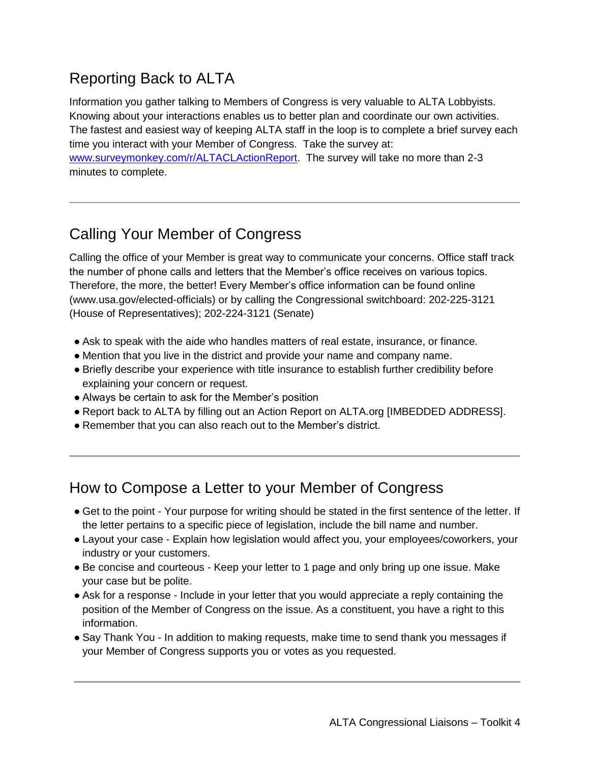## Reporting Back to ALTA

Information you gather talking to Members of Congress is very valuable to ALTA Lobbyists. Knowing about your interactions enables us to better plan and coordinate our own activities. The fastest and easiest way of keeping ALTA staff in the loop is to complete a brief survey each time you interact with your Member of Congress. Take the survey at: [www.surveymonkey.com/r/ALTACLActionReport](http://www.surveymonkey.com/r/ALTACLActionReport). The survey will take no more than 2-3 minutes to complete.

---

## Calling Your Member of Congress

Calling the office of your Member is great way to communicate your concerns. Office staff track the number of phone calls and letters that the Member's office receives on various topics. Therefore, the more, the better! Every Member's office information can be found online (www.usa.gov/elected-officials) or by calling the Congressional switchboard: 202-225-3121 (House of Representatives); 202-224-3121 (Senate)

- Ask to speak with the aide who handles matters of real estate, insurance, or finance.
- Mention that you live in the district and provide your name and company name.
- Briefly describe your experience with title insurance to establish further credibility before explaining your concern or request.
- Always be certain to ask for the Member's position
- Report back to ALTA by filling out an Action Report on ALTA.org [IMBEDDED ADDRESS].
- Remember that you can also reach out to the Member's district.

---

## How to Compose a Letter to your Member of Congress

- Get to the point - Your purpose for writing should be stated in the first sentence of the letter. If the letter pertains to a specific piece of legislation, include the bill name and number.
- Layout your case - Explain how legislation would affect you, your employees/coworkers, your industry or your customers.
- Be concise and courteous - Keep your letter to 1 page and only bring up one issue. Make your case but be polite.
- Ask for a response - Include in your letter that you would appreciate a reply containing the position of the Member of Congress on the issue. As a constituent, you have a right to this information.
- Say Thank You - In addition to making requests, make time to send thank you messages if your Member of Congress supports you or votes as you requested.

---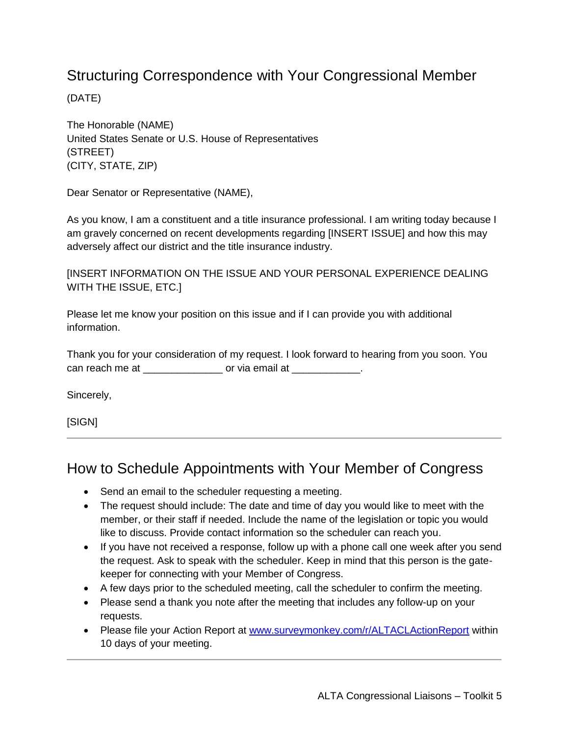## Structuring Correspondence with Your Congressional Member

(DATE)

The Honorable (NAME)
United States Senate or U.S. House of Representatives
(STREET)
(CITY, STATE, ZIP)

Dear Senator or Representative (NAME),

As you know, I am a constituent and a title insurance professional. I am writing today because I am gravely concerned on recent developments regarding [INSERT ISSUE] and how this may adversely affect our district and the title insurance industry.

[INSERT INFORMATION ON THE ISSUE AND YOUR PERSONAL EXPERIENCE DEALING WITH THE ISSUE, ETC.]

Please let me know your position on this issue and if I can provide you with additional information.

Thank you for your consideration of my request. I look forward to hearing from you soon. You can reach me at ______________ or via email at ____________.

Sincerely,

[SIGN]

---

## How to Schedule Appointments with Your Member of Congress

- Send an email to the scheduler requesting a meeting.
- The request should include: The date and time of day you would like to meet with the member, or their staff if needed. Include the name of the legislation or topic you would like to discuss. Provide contact information so the scheduler can reach you.
- If you have not received a response, follow up with a phone call one week after you send the request. Ask to speak with the scheduler. Keep in mind that this person is the gate-keeper for connecting with your Member of Congress.
- A few days prior to the scheduled meeting, call the scheduler to confirm the meeting.
- Please send a thank you note after the meeting that includes any follow-up on your requests.
- Please file your Action Report at [www.surveymonkey.com/r/ALTACLActionReport](http://www.surveymonkey.com/r/ALTACLActionReport) within 10 days of your meeting.

---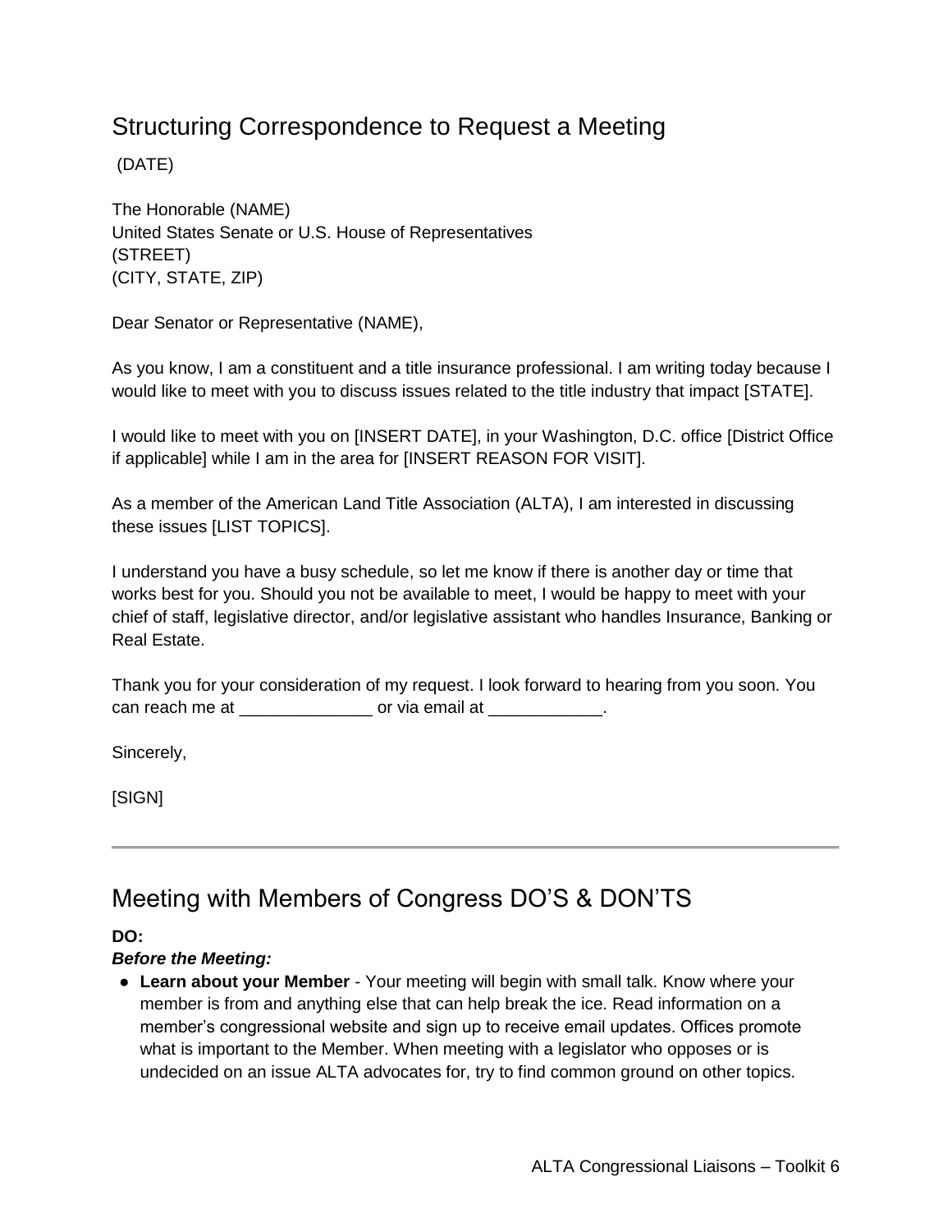## Structuring Correspondence to Request a Meeting

(DATE)

The Honorable (NAME)
United States Senate or U.S. House of Representatives
(STREET)
(CITY, STATE, ZIP)

Dear Senator or Representative (NAME),

As you know, I am a constituent and a title insurance professional. I am writing today because I would like to meet with you to discuss issues related to the title industry that impact [STATE].

I would like to meet with you on [INSERT DATE], in your Washington, D.C. office [District Office if applicable] while I am in the area for [INSERT REASON FOR VISIT].

As a member of the American Land Title Association (ALTA), I am interested in discussing these issues [LIST TOPICS].

I understand you have a busy schedule, so let me know if there is another day or time that works best for you. Should you not be available to meet, I would be happy to meet with your chief of staff, legislative director, and/or legislative assistant who handles Insurance, Banking or Real Estate.

Thank you for your consideration of my request. I look forward to hearing from you soon. You can reach me at ______________ or via email at ____________.

Sincerely,

[SIGN]

---

## Meeting with Members of Congress DO'S & DON'TS

**DO:**

***Before the Meeting:***

- **Learn about your Member** - Your meeting will begin with small talk. Know where your member is from and anything else that can help break the ice. Read information on a member's congressional website and sign up to receive email updates. Offices promote what is important to the Member. When meeting with a legislator who opposes or is undecided on an issue ALTA advocates for, try to find common ground on other topics.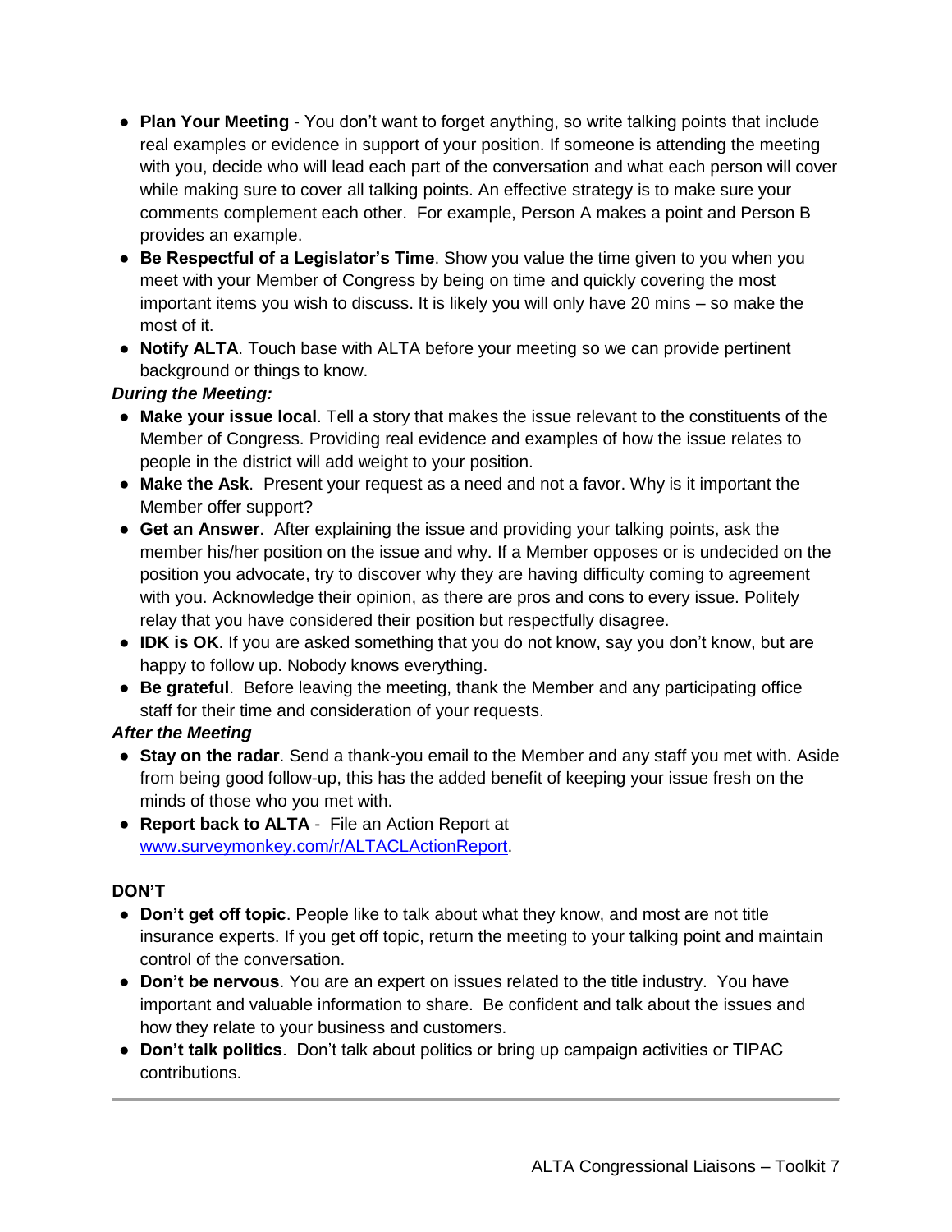- **Plan Your Meeting** - You don't want to forget anything, so write talking points that include real examples or evidence in support of your position. If someone is attending the meeting with you, decide who will lead each part of the conversation and what each person will cover while making sure to cover all talking points. An effective strategy is to make sure your comments complement each other. For example, Person A makes a point and Person B provides an example.
- **Be Respectful of a Legislator's Time**. Show you value the time given to you when you meet with your Member of Congress by being on time and quickly covering the most important items you wish to discuss. It is likely you will only have 20 mins – so make the most of it.
- **Notify ALTA**. Touch base with ALTA before your meeting so we can provide pertinent background or things to know.

***During the Meeting:***

- **Make your issue local**. Tell a story that makes the issue relevant to the constituents of the Member of Congress. Providing real evidence and examples of how the issue relates to people in the district will add weight to your position.
- **Make the Ask**. Present your request as a need and not a favor. Why is it important the Member offer support?
- **Get an Answer**. After explaining the issue and providing your talking points, ask the member his/her position on the issue and why. If a Member opposes or is undecided on the position you advocate, try to discover why they are having difficulty coming to agreement with you. Acknowledge their opinion, as there are pros and cons to every issue. Politely relay that you have considered their position but respectfully disagree.
- **IDK is OK**. If you are asked something that you do not know, say you don't know, but are happy to follow up. Nobody knows everything.
- **Be grateful**. Before leaving the meeting, thank the Member and any participating office staff for their time and consideration of your requests.

***After the Meeting***

- **Stay on the radar**. Send a thank-you email to the Member and any staff you met with. Aside from being good follow-up, this has the added benefit of keeping your issue fresh on the minds of those who you met with.
- **Report back to ALTA** - File an Action Report at [www.surveymonkey.com/r/ALTACLActionReport](http://www.surveymonkey.com/r/ALTACLActionReport).

**DON'T**

- **Don't get off topic**. People like to talk about what they know, and most are not title insurance experts. If you get off topic, return the meeting to your talking point and maintain control of the conversation.
- **Don't be nervous**. You are an expert on issues related to the title industry. You have important and valuable information to share. Be confident and talk about the issues and how they relate to your business and customers.
- **Don't talk politics**. Don't talk about politics or bring up campaign activities or TIPAC contributions.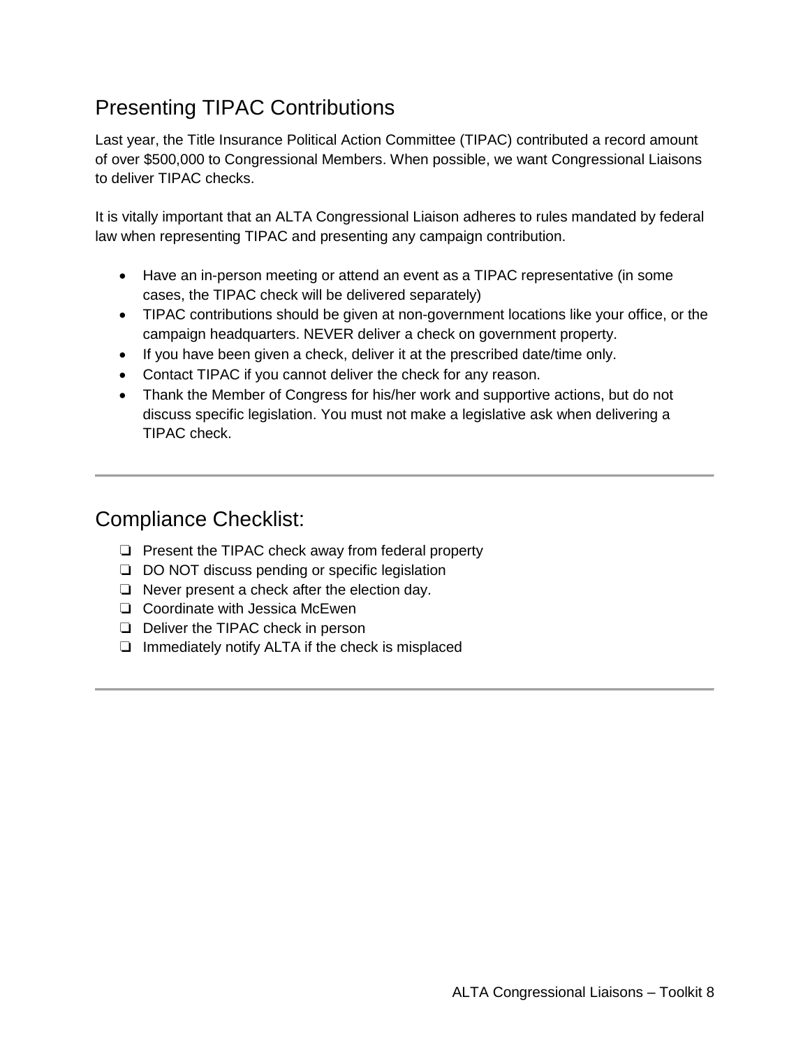## Presenting TIPAC Contributions

Last year, the Title Insurance Political Action Committee (TIPAC) contributed a record amount of over $500,000 to Congressional Members. When possible, we want Congressional Liaisons to deliver TIPAC checks.

It is vitally important that an ALTA Congressional Liaison adheres to rules mandated by federal law when representing TIPAC and presenting any campaign contribution.

- Have an in-person meeting or attend an event as a TIPAC representative (in some cases, the TIPAC check will be delivered separately)
- TIPAC contributions should be given at non-government locations like your office, or the campaign headquarters. NEVER deliver a check on government property.
- If you have been given a check, deliver it at the prescribed date/time only.
- Contact TIPAC if you cannot deliver the check for any reason.
- Thank the Member of Congress for his/her work and supportive actions, but do not discuss specific legislation. You must not make a legislative ask when delivering a TIPAC check.

---

## Compliance Checklist:

- [ ] Present the TIPAC check away from federal property
- [ ] DO NOT discuss pending or specific legislation
- [ ] Never present a check after the election day.
- [ ] Coordinate with Jessica McEwen
- [ ] Deliver the TIPAC check in person
- [ ] Immediately notify ALTA if the check is misplaced

---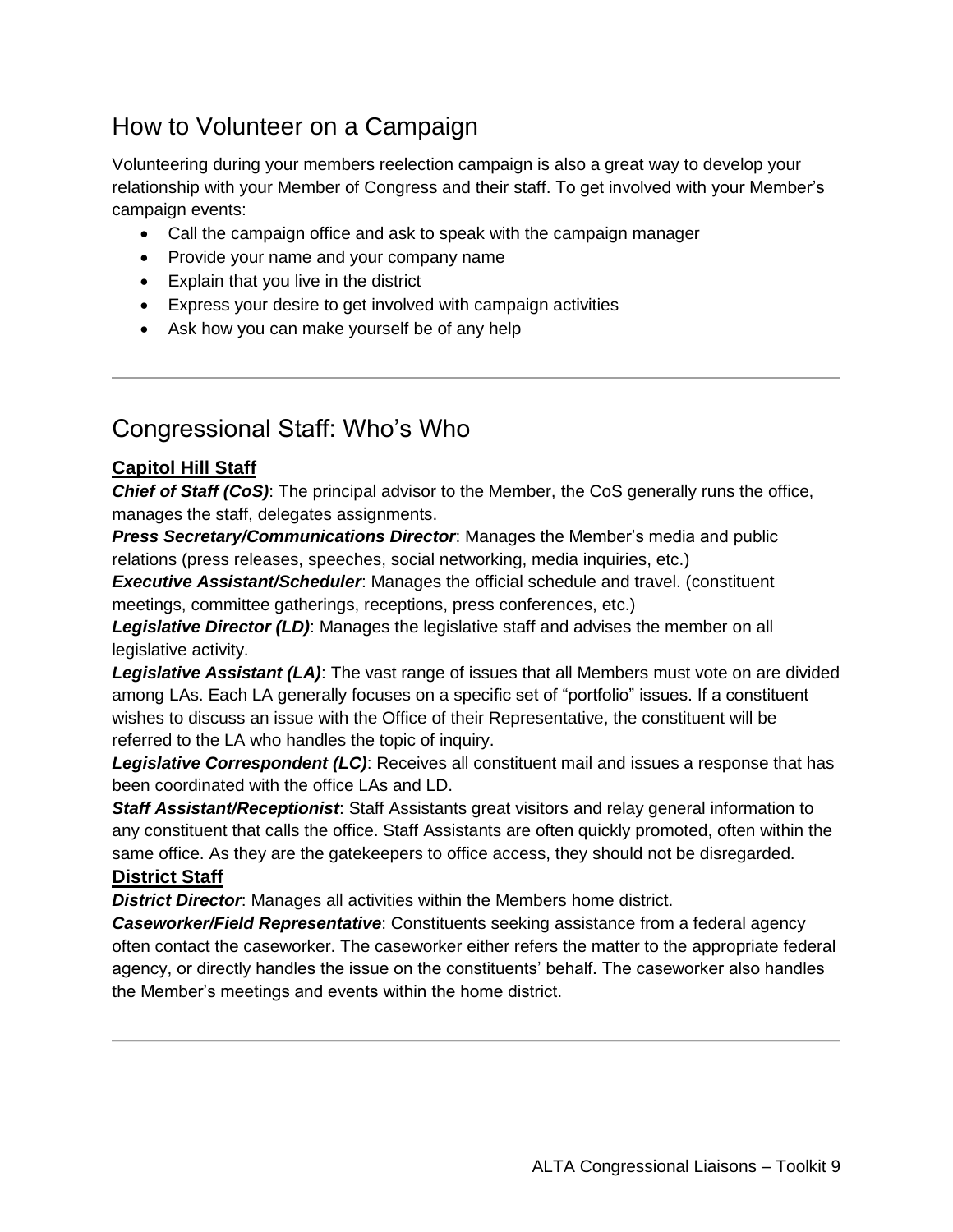## How to Volunteer on a Campaign

Volunteering during your members reelection campaign is also a great way to develop your relationship with your Member of Congress and their staff. To get involved with your Member's campaign events:

- Call the campaign office and ask to speak with the campaign manager
- Provide your name and your company name
- Explain that you live in the district
- Express your desire to get involved with campaign activities
- Ask how you can make yourself be of any help

---

## Congressional Staff: Who's Who

### Capitol Hill Staff

***Chief of Staff (CoS)***: The principal advisor to the Member, the CoS generally runs the office, manages the staff, delegates assignments.

***Press Secretary/Communications Director***: Manages the Member's media and public relations (press releases, speeches, social networking, media inquiries, etc.)

***Executive Assistant/Scheduler***: Manages the official schedule and travel. (constituent meetings, committee gatherings, receptions, press conferences, etc.)

***Legislative Director (LD)***: Manages the legislative staff and advises the member on all legislative activity.

***Legislative Assistant (LA)***: The vast range of issues that all Members must vote on are divided among LAs. Each LA generally focuses on a specific set of "portfolio" issues. If a constituent wishes to discuss an issue with the Office of their Representative, the constituent will be referred to the LA who handles the topic of inquiry.

***Legislative Correspondent (LC)***: Receives all constituent mail and issues a response that has been coordinated with the office LAs and LD.

***Staff Assistant/Receptionist***: Staff Assistants great visitors and relay general information to any constituent that calls the office. Staff Assistants are often quickly promoted, often within the same office. As they are the gatekeepers to office access, they should not be disregarded.

### District Staff

***District Director***: Manages all activities within the Members home district.

***Caseworker/Field Representative***: Constituents seeking assistance from a federal agency often contact the caseworker. The caseworker either refers the matter to the appropriate federal agency, or directly handles the issue on the constituents' behalf. The caseworker also handles the Member's meetings and events within the home district.

---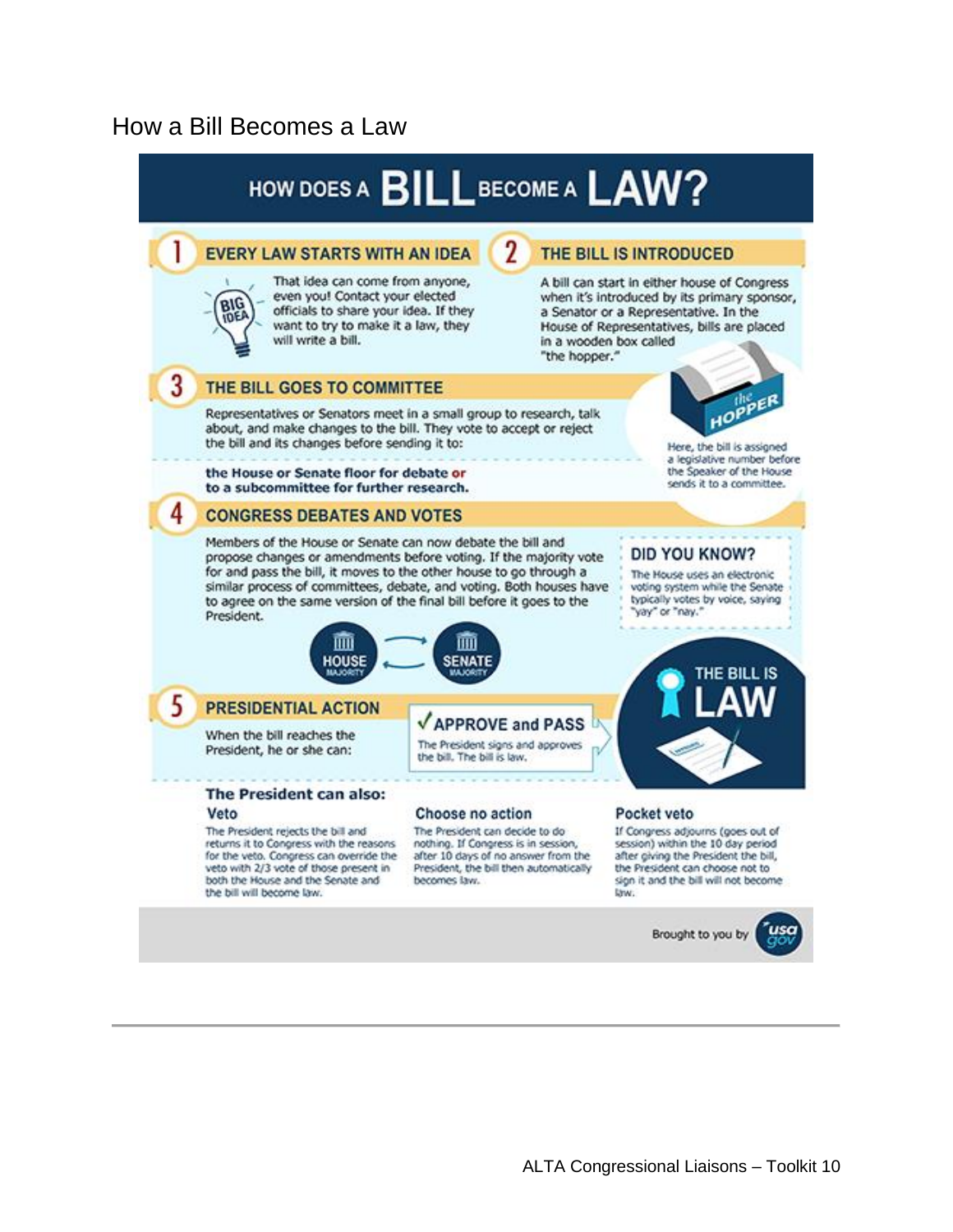## How a Bill Becomes a Law

# HOW DOES A BILL BECOME A LAW?

### 1 EVERY LAW STARTS WITH AN IDEA

BIG IDEA

That idea can come from anyone, even you! Contact your elected officials to share your idea. If they want to try to make it a law, they will write a bill.

### 2 THE BILL IS INTRODUCED

A bill can start in either house of Congress when it's introduced by its primary sponsor, a Senator or a Representative. In the House of Representatives, bills are placed in a wooden box called "the hopper."

the HOPPER

Here, the bill is assigned a legislative number before the Speaker of the House sends it to a committee.

### 3 THE BILL GOES TO COMMITTEE

Representatives or Senators meet in a small group to research, talk about, and make changes to the bill. They vote to accept or reject the bill and its changes before sending it to:

**the House or Senate floor for debate or to a subcommittee for further research.**

### 4 CONGRESS DEBATES AND VOTES

Members of the House or Senate can now debate the bill and propose changes or amendments before voting. If the majority vote for and pass the bill, it moves to the other house to go through a similar process of committees, debate, and voting. Both houses have to agree on the same version of the final bill before it goes to the President.

HOUSE MAJORITY ⇄ SENATE MAJORITY

**DID YOU KNOW?**

The House uses an electronic voting system while the Senate typically votes by voice, saying "yay" or "nay."

### 5 PRESIDENTIAL ACTION

When the bill reaches the President, he or she can:

**✓ APPROVE and PASS**

The President signs and approves the bill. The bill is law.

THE BILL IS LAW

**The President can also:**

**Veto**

The President rejects the bill and returns it to Congress with the reasons for the veto. Congress can override the veto with 2/3 vote of those present in both the House and the Senate and the bill will become law.

**Choose no action**

The President can decide to do nothing. If Congress is in session, after 10 days of no answer from the President, the bill then automatically becomes law.

**Pocket veto**

If Congress adjourns (goes out of session) within the 10 day period after giving the President the bill, the President can choose not to sign it and the bill will not become law.

Brought to you by usa gov